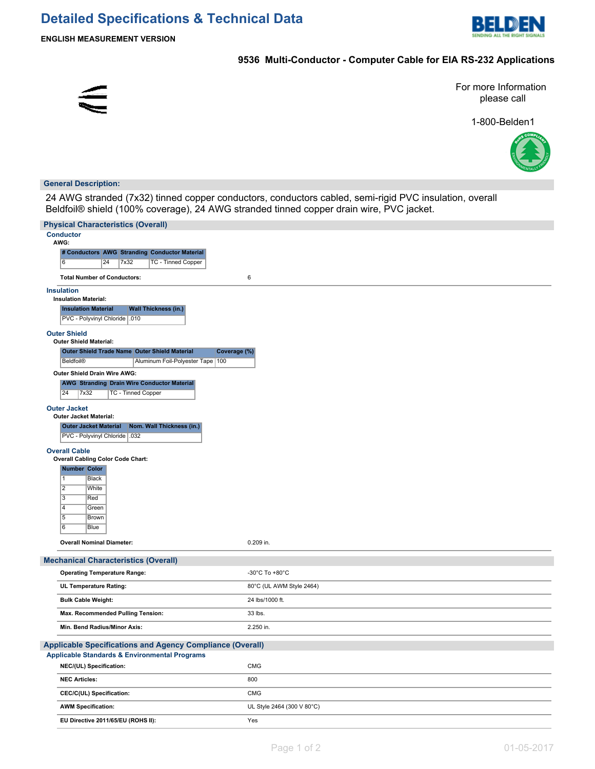# Detailed Specifications & Technical Data

**ENGLISH MEASUREMENT VERSION**

## 9536 Multi-Conductor - Computer Cable for EIA RS-232 Applications

For more Information please call

1-800-Belden1

### General Description:

24 AWG stranded (7x32) tinned copper conductors, conductors cabled, semi-rigid PVC insulation, overall Beldfoil® shield (100% coverage), 24 AWG stranded tinned copper drain wire, PVC jacket.

### Physical Characteristics (Overall)

#### Conductor

**AWG:**

| # Conductors | AWG | Stranding | Conductor Material |
|---|---|---|---|
| 6 | 24 | 7x32 | TC - Tinned Copper |

**Total Number of Conductors:** 6

#### Insulation

**Insulation Material:**

| Insulation Material | Wall Thickness (in.) |
|---|---|
| PVC - Polyvinyl Chloride | .010 |

#### Outer Shield

**Outer Shield Material:**

| Outer Shield Trade Name | Outer Shield Material | Coverage (%) |
|---|---|---|
| Beldfoil® | Aluminum Foil-Polyester Tape | 100 |

**Outer Shield Drain Wire AWG:**

| AWG | Stranding | Drain Wire Conductor Material |
|---|---|---|
| 24 | 7x32 | TC - Tinned Copper |

#### Outer Jacket

**Outer Jacket Material:**

| Outer Jacket Material | Nom. Wall Thickness (in.) |
|---|---|
| PVC - Polyvinyl Chloride | .032 |

#### Overall Cable

**Overall Cabling Color Code Chart:**

| Number | Color |
|---|---|
| 1 | Black |
| 2 | White |
| 3 | Red |
| 4 | Green |
| 5 | Brown |
| 6 | Blue |

**Overall Nominal Diameter:** 0.209 in.

### Mechanical Characteristics (Overall)

| | |
|---|---|
| **Operating Temperature Range:** | -30°C To +80°C |
| **UL Temperature Rating:** | 80°C (UL AWM Style 2464) |
| **Bulk Cable Weight:** | 24 lbs/1000 ft. |
| **Max. Recommended Pulling Tension:** | 33 lbs. |
| **Min. Bend Radius/Minor Axis:** | 2.250 in. |

### Applicable Specifications and Agency Compliance (Overall)

#### Applicable Standards & Environmental Programs

| | |
|---|---|
| **NEC/(UL) Specification:** | CMG |
| **NEC Articles:** | 800 |
| **CEC/C(UL) Specification:** | CMG |
| **AWM Specification:** | UL Style 2464 (300 V 80°C) |
| **EU Directive 2011/65/EU (ROHS II):** | Yes |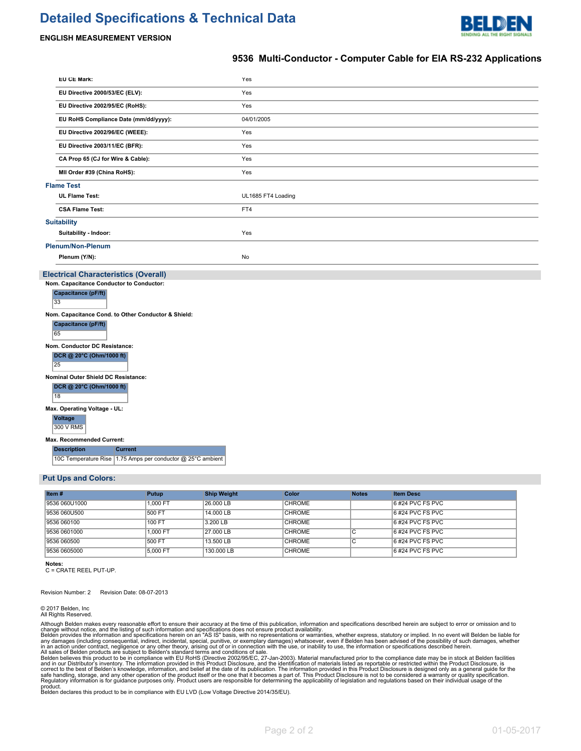# Detailed Specifications & Technical Data

**ENGLISH MEASUREMENT VERSION**

## 9536 Multi-Conductor - Computer Cable for EIA RS-232 Applications

| | |
|---|---|
| **EU CE Mark:** | Yes |
| **EU Directive 2000/53/EC (ELV):** | Yes |
| **EU Directive 2002/95/EC (RoHS):** | Yes |
| **EU RoHS Compliance Date (mm/dd/yyyy):** | 04/01/2005 |
| **EU Directive 2002/96/EC (WEEE):** | Yes |
| **EU Directive 2003/11/EC (BFR):** | Yes |
| **CA Prop 65 (CJ for Wire & Cable):** | Yes |
| **MII Order #39 (China RoHS):** | Yes |

### Flame Test

| | |
|---|---|
| **UL Flame Test:** | UL1685 FT4 Loading |
| **CSA Flame Test:** | FT4 |

### Suitability

| | |
|---|---|
| **Suitability - Indoor:** | Yes |

### Plenum/Non-Plenum

| | |
|---|---|
| **Plenum (Y/N):** | No |

## Electrical Characteristics (Overall)

**Nom. Capacitance Conductor to Conductor:**

| Capacitance (pF/ft) |
|---|
| 33 |

**Nom. Capacitance Cond. to Other Conductor & Shield:**

| Capacitance (pF/ft) |
|---|
| 65 |

**Nom. Conductor DC Resistance:**

| DCR @ 20°C (Ohm/1000 ft) |
|---|
| 25 |

**Nominal Outer Shield DC Resistance:**

| DCR @ 20°C (Ohm/1000 ft) |
|---|
| 18 |

**Max. Operating Voltage - UL:**

| Voltage |
|---|
| 300 V RMS |

**Max. Recommended Current:**

| Description | Current |
|---|---|
| 10C Temperature Rise | 1.75 Amps per conductor @ 25°C ambient |

## Put Ups and Colors:

| Item # | Putup | Ship Weight | Color | Notes | Item Desc |
|---|---|---|---|---|---|
| 9536 060U1000 | 1,000 FT | 26.000 LB | CHROME | | 6 #24 PVC FS PVC |
| 9536 060U500 | 500 FT | 14.000 LB | CHROME | | 6 #24 PVC FS PVC |
| 9536 060100 | 100 FT | 3.200 LB | CHROME | | 6 #24 PVC FS PVC |
| 9536 0601000 | 1,000 FT | 27.000 LB | CHROME | C | 6 #24 PVC FS PVC |
| 9536 060500 | 500 FT | 13.500 LB | CHROME | C | 6 #24 PVC FS PVC |
| 9536 0605000 | 5,000 FT | 130.000 LB | CHROME | | 6 #24 PVC FS PVC |

**Notes:**
C = CRATE REEL PUT-UP.

Revision Number: 2 Revision Date: 08-07-2013

© 2017 Belden, Inc
All Rights Reserved.

Although Belden makes every reasonable effort to ensure their accuracy at the time of this publication, information and specifications described herein are subject to error or omission and to change without notice, and the listing of such information and specifications does not ensure product availability.
Belden provides the information and specifications herein on an "AS IS" basis, with no representations or warranties, whether express, statutory or implied. In no event will Belden be liable for any damages (including consequential, indirect, incidental, special, punitive, or exemplary damages) whatsoever, even if Belden has been advised of the possibility of such damages, whether in an action under contract, negligence or any other theory, arising out of or in connection with the use, or inability to use, the information or specifications described herein.
All sales of Belden products are subject to Belden's standard terms and conditions of sale.
Belden believes this product to be in compliance with EU RoHS (Directive 2002/95/EC, 27-Jan-2003). Material manufactured prior to the compliance date may be in stock at Belden facilities and in our Distributor's inventory. The information provided in this Product Disclosure, and the identification of materials listed as reportable or restricted within the Product Disclosure, is correct to the best of Belden's knowledge, information, and belief at the date of its publication. The information provided in this Product Disclosure is designed only as a general guide for the safe handling, storage, and any other operation of the product itself or the one that it becomes a part of. This Product Disclosure is not to be considered a warranty or quality specification. Regulatory information is for guidance purposes only. Product users are responsible for determining the applicability of legislation and regulations based on their individual usage of the product.
Belden declares this product to be in compliance with EU LVD (Low Voltage Directive 2014/35/EU).